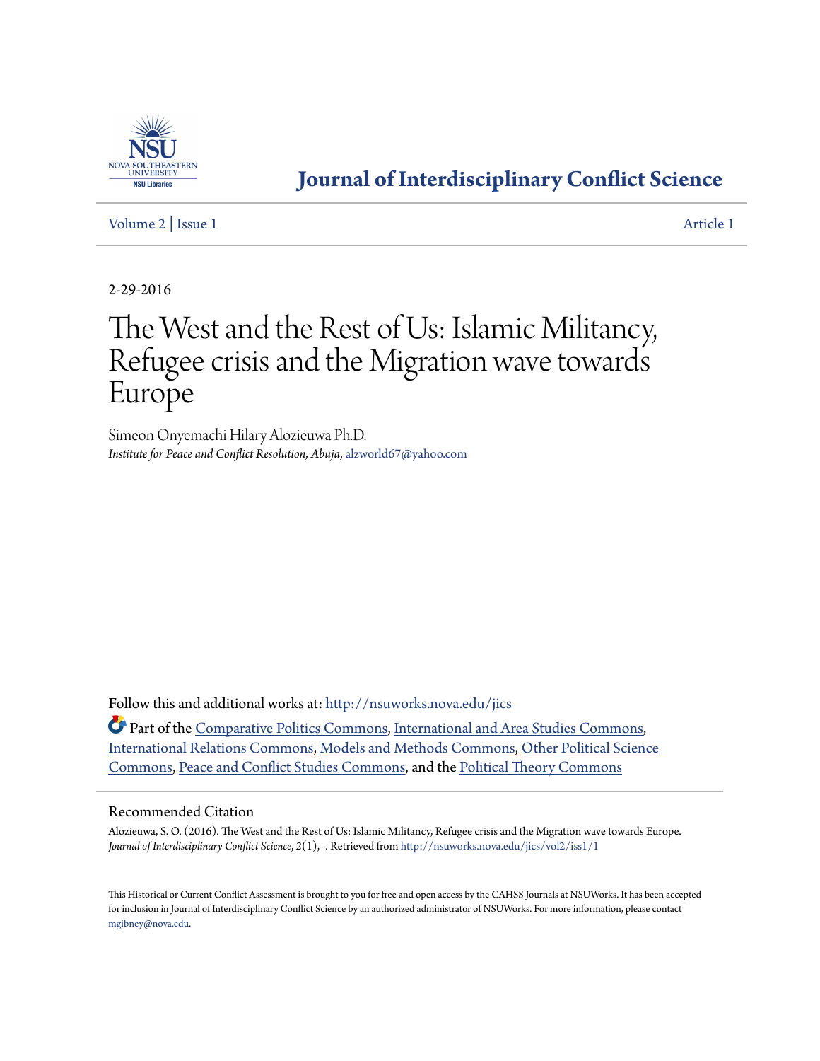# Journal of Interdisciplinary Conflict Science

Volume 2 | Issue 1 Article 1

2-29-2016

# The West and the Rest of Us: Islamic Militancy, Refugee crisis and the Migration wave towards Europe

Simeon Onyemachi Hilary Alozieuwa Ph.D.
*Institute for Peace and Conflict Resolution, Abuja*, alzworld67@yahoo.com

Follow this and additional works at: http://nsuworks.nova.edu/jics

Part of the Comparative Politics Commons, International and Area Studies Commons, International Relations Commons, Models and Methods Commons, Other Political Science Commons, Peace and Conflict Studies Commons, and the Political Theory Commons

## Recommended Citation

Alozieuwa, S. O. (2016). The West and the Rest of Us: Islamic Militancy, Refugee crisis and the Migration wave towards Europe. *Journal of Interdisciplinary Conflict Science*, *2*(1), -. Retrieved from http://nsuworks.nova.edu/jics/vol2/iss1/1

This Historical or Current Conflict Assessment is brought to you for free and open access by the CAHSS Journals at NSUWorks. It has been accepted for inclusion in Journal of Interdisciplinary Conflict Science by an authorized administrator of NSUWorks. For more information, please contact mgibney@nova.edu.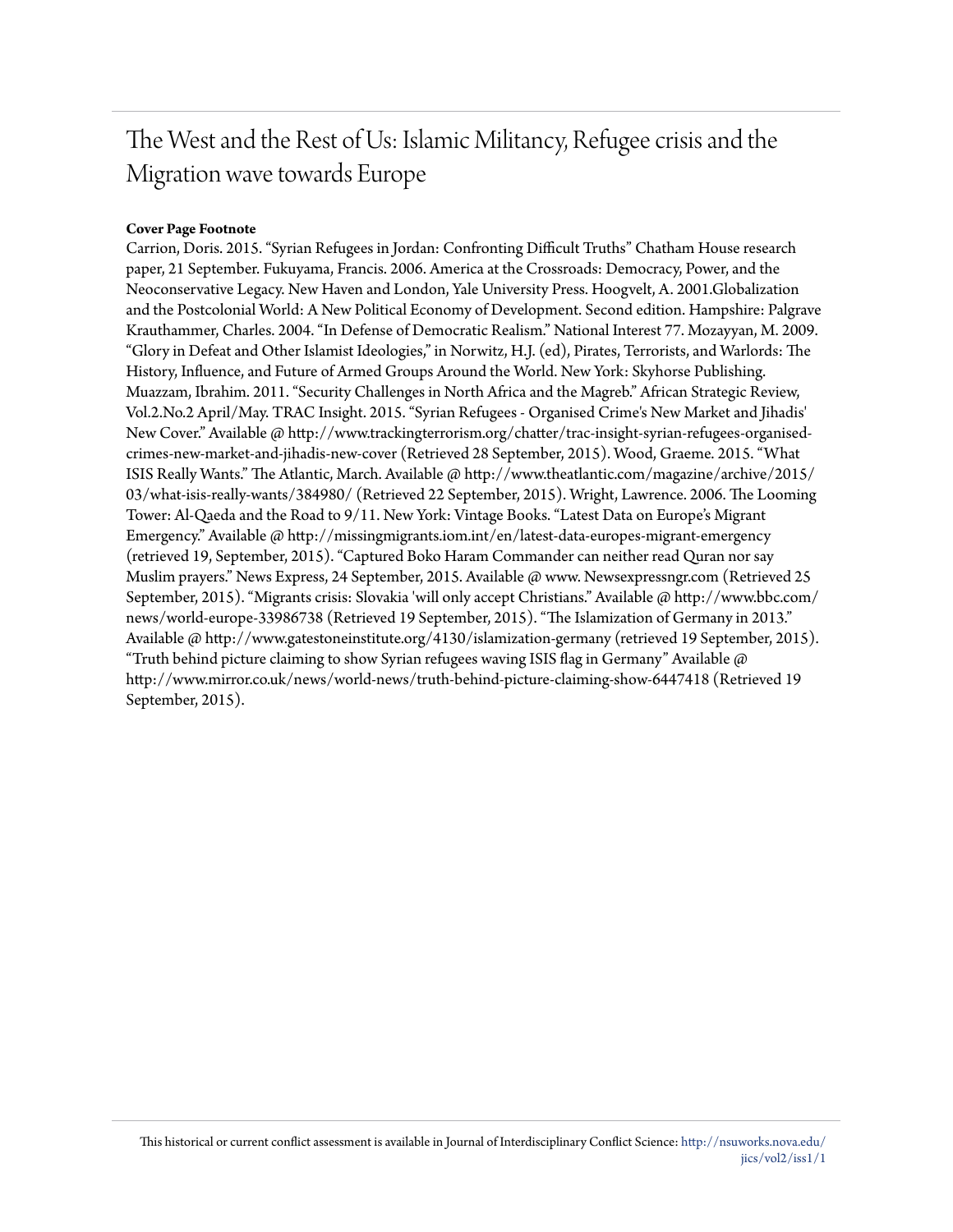# The West and the Rest of Us: Islamic Militancy, Refugee crisis and the Migration wave towards Europe

**Cover Page Footnote**

Carrion, Doris. 2015. "Syrian Refugees in Jordan: Confronting Difficult Truths" Chatham House research paper, 21 September. Fukuyama, Francis. 2006. America at the Crossroads: Democracy, Power, and the Neoconservative Legacy. New Haven and London, Yale University Press. Hoogvelt, A. 2001.Globalization and the Postcolonial World: A New Political Economy of Development. Second edition. Hampshire: Palgrave Krauthammer, Charles. 2004. "In Defense of Democratic Realism." National Interest 77. Mozayyan, M. 2009. "Glory in Defeat and Other Islamist Ideologies," in Norwitz, H.J. (ed), Pirates, Terrorists, and Warlords: The History, Influence, and Future of Armed Groups Around the World. New York: Skyhorse Publishing. Muazzam, Ibrahim. 2011. "Security Challenges in North Africa and the Magreb." African Strategic Review, Vol.2.No.2 April/May. TRAC Insight. 2015. "Syrian Refugees - Organised Crime's New Market and Jihadis' New Cover." Available @ http://www.trackingterrorism.org/chatter/trac-insight-syrian-refugees-organised-crimes-new-market-and-jihadis-new-cover (Retrieved 28 September, 2015). Wood, Graeme. 2015. "What ISIS Really Wants." The Atlantic, March. Available @ http://www.theatlantic.com/magazine/archive/2015/03/what-isis-really-wants/384980/ (Retrieved 22 September, 2015). Wright, Lawrence. 2006. The Looming Tower: Al-Qaeda and the Road to 9/11. New York: Vintage Books. "Latest Data on Europe's Migrant Emergency." Available @ http://missingmigrants.iom.int/en/latest-data-europes-migrant-emergency (retrieved 19, September, 2015). "Captured Boko Haram Commander can neither read Quran nor say Muslim prayers." News Express, 24 September, 2015. Available @ www. Newsexpressngr.com (Retrieved 25 September, 2015). "Migrants crisis: Slovakia 'will only accept Christians." Available @ http://www.bbc.com/news/world-europe-33986738 (Retrieved 19 September, 2015). "The Islamization of Germany in 2013." Available @ http://www.gatestoneinstitute.org/4130/islamization-germany (retrieved 19 September, 2015). "Truth behind picture claiming to show Syrian refugees waving ISIS flag in Germany" Available @ http://www.mirror.co.uk/news/world-news/truth-behind-picture-claiming-show-6447418 (Retrieved 19 September, 2015).

This historical or current conflict assessment is available in Journal of Interdisciplinary Conflict Science: http://nsuworks.nova.edu/jics/vol2/iss1/1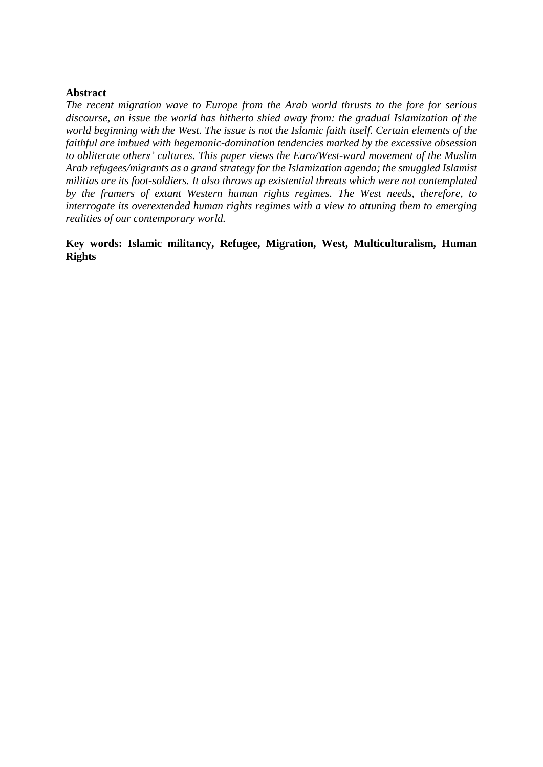**Abstract**

*The recent migration wave to Europe from the Arab world thrusts to the fore for serious discourse, an issue the world has hitherto shied away from: the gradual Islamization of the world beginning with the West. The issue is not the Islamic faith itself. Certain elements of the faithful are imbued with hegemonic-domination tendencies marked by the excessive obsession to obliterate others' cultures. This paper views the Euro/West-ward movement of the Muslim Arab refugees/migrants as a grand strategy for the Islamization agenda; the smuggled Islamist militias are its foot-soldiers. It also throws up existential threats which were not contemplated by the framers of extant Western human rights regimes. The West needs, therefore, to interrogate its overextended human rights regimes with a view to attuning them to emerging realities of our contemporary world.*

**Key words: Islamic militancy, Refugee, Migration, West, Multiculturalism, Human Rights**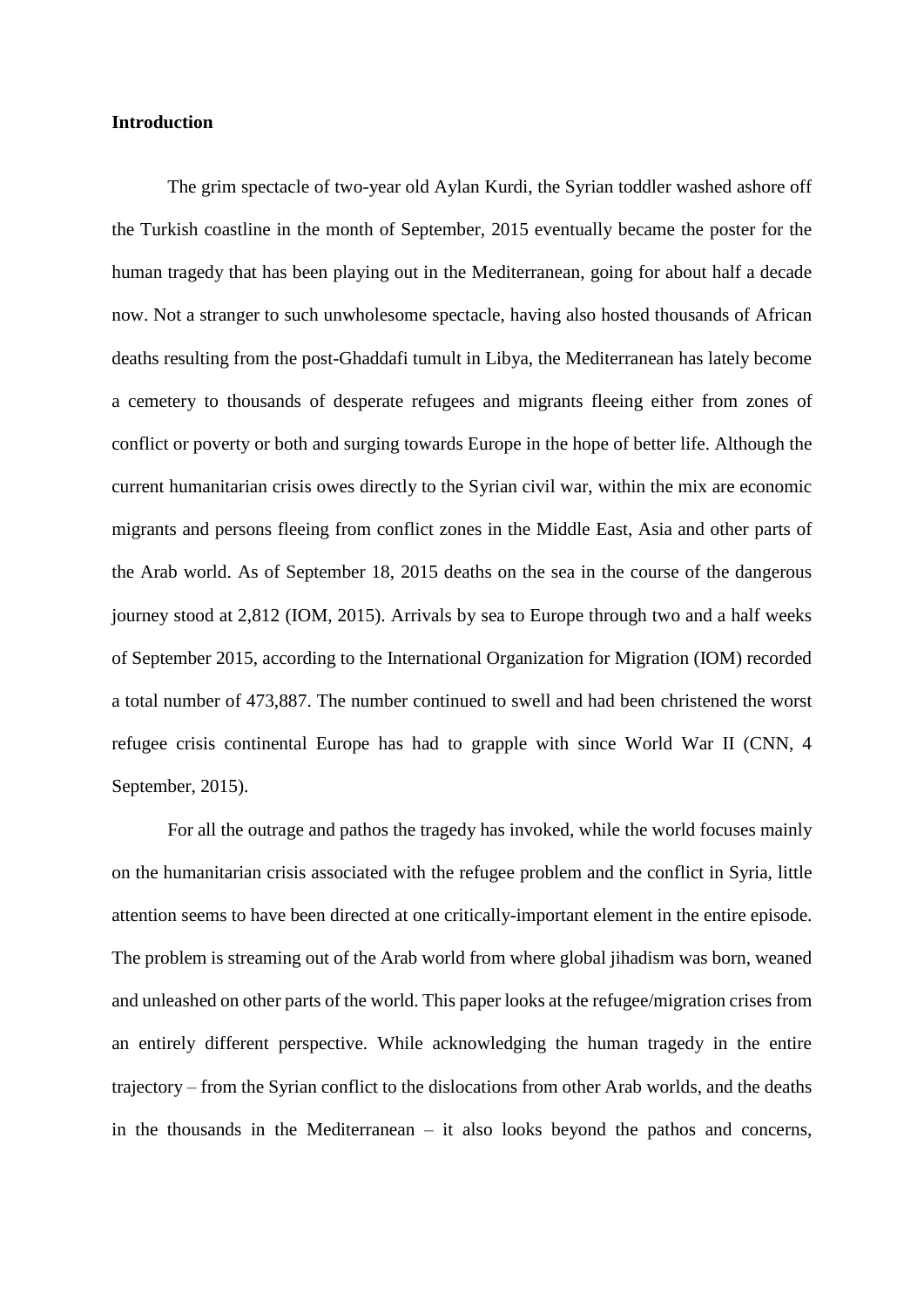**Introduction**

The grim spectacle of two-year old Aylan Kurdi, the Syrian toddler washed ashore off the Turkish coastline in the month of September, 2015 eventually became the poster for the human tragedy that has been playing out in the Mediterranean, going for about half a decade now. Not a stranger to such unwholesome spectacle, having also hosted thousands of African deaths resulting from the post-Ghaddafi tumult in Libya, the Mediterranean has lately become a cemetery to thousands of desperate refugees and migrants fleeing either from zones of conflict or poverty or both and surging towards Europe in the hope of better life. Although the current humanitarian crisis owes directly to the Syrian civil war, within the mix are economic migrants and persons fleeing from conflict zones in the Middle East, Asia and other parts of the Arab world. As of September 18, 2015 deaths on the sea in the course of the dangerous journey stood at 2,812 (IOM, 2015). Arrivals by sea to Europe through two and a half weeks of September 2015, according to the International Organization for Migration (IOM) recorded a total number of 473,887. The number continued to swell and had been christened the worst refugee crisis continental Europe has had to grapple with since World War II (CNN, 4 September, 2015).

For all the outrage and pathos the tragedy has invoked, while the world focuses mainly on the humanitarian crisis associated with the refugee problem and the conflict in Syria, little attention seems to have been directed at one critically-important element in the entire episode. The problem is streaming out of the Arab world from where global jihadism was born, weaned and unleashed on other parts of the world. This paper looks at the refugee/migration crises from an entirely different perspective. While acknowledging the human tragedy in the entire trajectory – from the Syrian conflict to the dislocations from other Arab worlds, and the deaths in the thousands in the Mediterranean – it also looks beyond the pathos and concerns,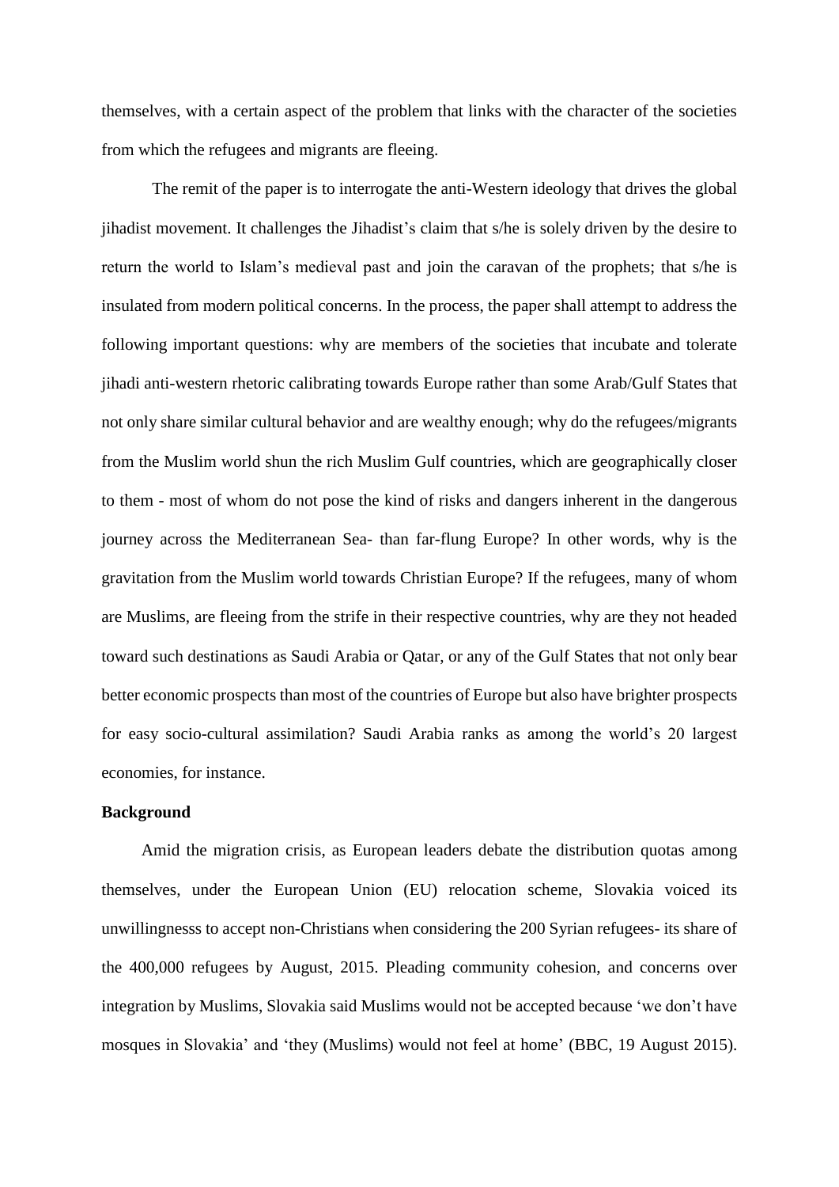themselves, with a certain aspect of the problem that links with the character of the societies from which the refugees and migrants are fleeing.

The remit of the paper is to interrogate the anti-Western ideology that drives the global jihadist movement. It challenges the Jihadist's claim that s/he is solely driven by the desire to return the world to Islam's medieval past and join the caravan of the prophets; that s/he is insulated from modern political concerns. In the process, the paper shall attempt to address the following important questions: why are members of the societies that incubate and tolerate jihadi anti-western rhetoric calibrating towards Europe rather than some Arab/Gulf States that not only share similar cultural behavior and are wealthy enough; why do the refugees/migrants from the Muslim world shun the rich Muslim Gulf countries, which are geographically closer to them - most of whom do not pose the kind of risks and dangers inherent in the dangerous journey across the Mediterranean Sea- than far-flung Europe? In other words, why is the gravitation from the Muslim world towards Christian Europe? If the refugees, many of whom are Muslims, are fleeing from the strife in their respective countries, why are they not headed toward such destinations as Saudi Arabia or Qatar, or any of the Gulf States that not only bear better economic prospects than most of the countries of Europe but also have brighter prospects for easy socio-cultural assimilation? Saudi Arabia ranks as among the world's 20 largest economies, for instance.

**Background**

Amid the migration crisis, as European leaders debate the distribution quotas among themselves, under the European Union (EU) relocation scheme, Slovakia voiced its unwillingnesss to accept non-Christians when considering the 200 Syrian refugees- its share of the 400,000 refugees by August, 2015. Pleading community cohesion, and concerns over integration by Muslims, Slovakia said Muslims would not be accepted because 'we don't have mosques in Slovakia' and 'they (Muslims) would not feel at home' (BBC, 19 August 2015).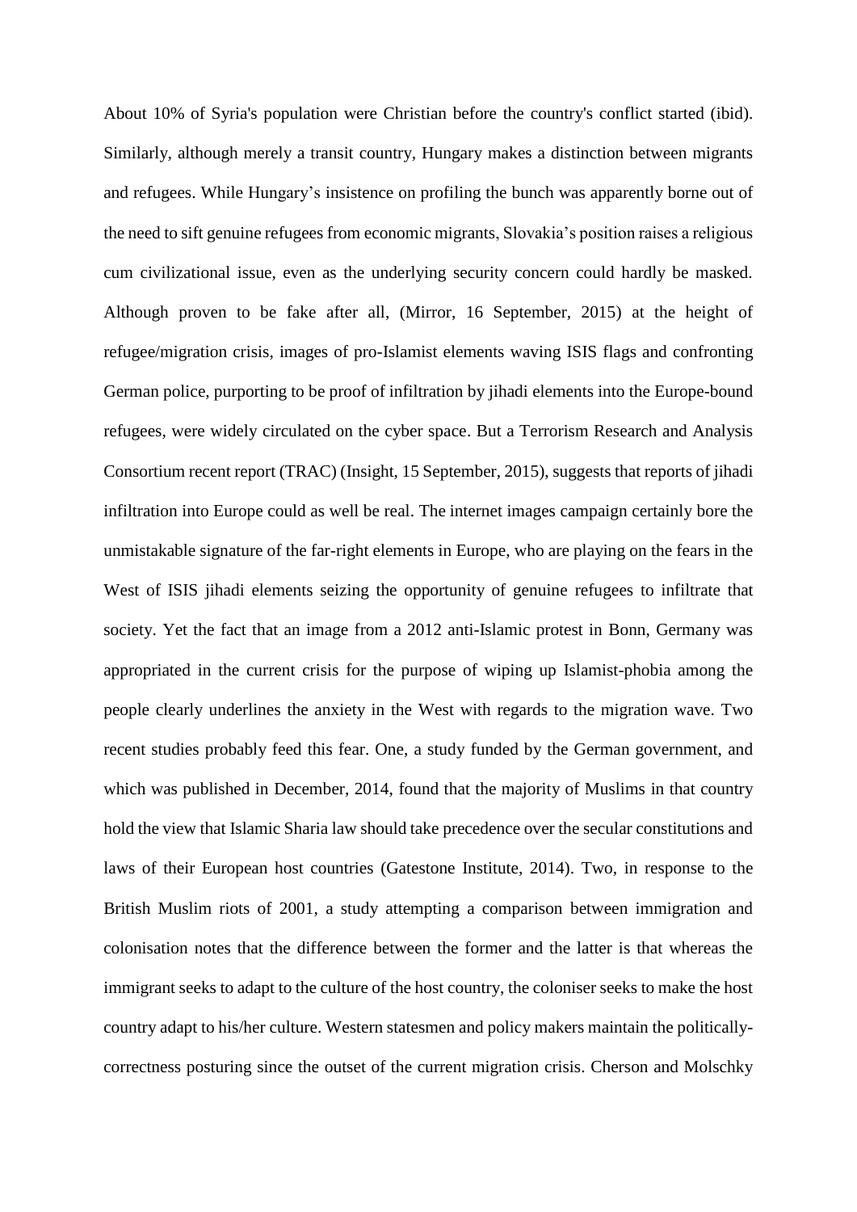About 10% of Syria's population were Christian before the country's conflict started (ibid). Similarly, although merely a transit country, Hungary makes a distinction between migrants and refugees. While Hungary's insistence on profiling the bunch was apparently borne out of the need to sift genuine refugees from economic migrants, Slovakia's position raises a religious cum civilizational issue, even as the underlying security concern could hardly be masked. Although proven to be fake after all, (Mirror, 16 September, 2015) at the height of refugee/migration crisis, images of pro-Islamist elements waving ISIS flags and confronting German police, purporting to be proof of infiltration by jihadi elements into the Europe-bound refugees, were widely circulated on the cyber space. But a Terrorism Research and Analysis Consortium recent report (TRAC) (Insight, 15 September, 2015), suggests that reports of jihadi infiltration into Europe could as well be real. The internet images campaign certainly bore the unmistakable signature of the far-right elements in Europe, who are playing on the fears in the West of ISIS jihadi elements seizing the opportunity of genuine refugees to infiltrate that society. Yet the fact that an image from a 2012 anti-Islamic protest in Bonn, Germany was appropriated in the current crisis for the purpose of wiping up Islamist-phobia among the people clearly underlines the anxiety in the West with regards to the migration wave. Two recent studies probably feed this fear. One, a study funded by the German government, and which was published in December, 2014, found that the majority of Muslims in that country hold the view that Islamic Sharia law should take precedence over the secular constitutions and laws of their European host countries (Gatestone Institute, 2014). Two, in response to the British Muslim riots of 2001, a study attempting a comparison between immigration and colonisation notes that the difference between the former and the latter is that whereas the immigrant seeks to adapt to the culture of the host country, the coloniser seeks to make the host country adapt to his/her culture. Western statesmen and policy makers maintain the politically-correctness posturing since the outset of the current migration crisis. Cherson and Molschky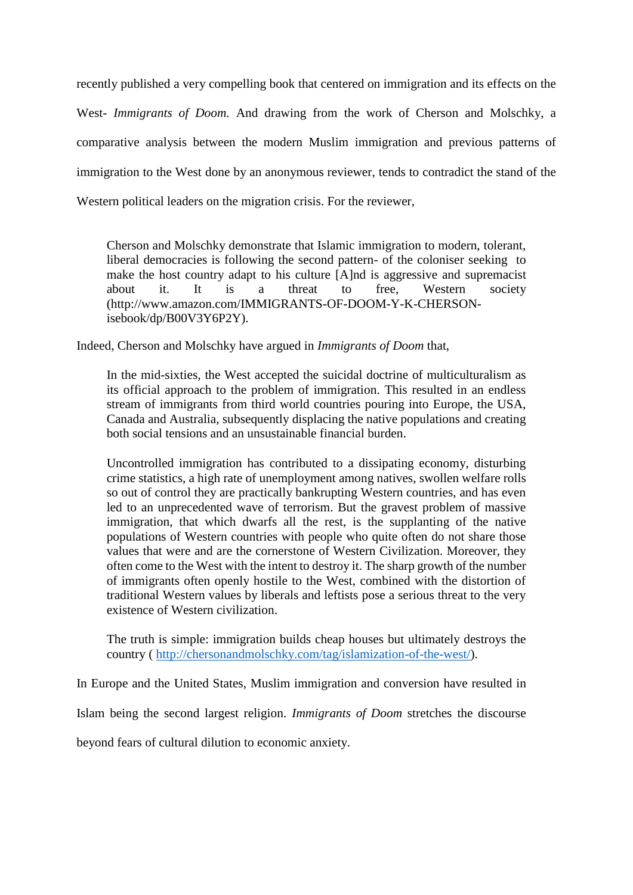recently published a very compelling book that centered on immigration and its effects on the West- *Immigrants of Doom.* And drawing from the work of Cherson and Molschky, a comparative analysis between the modern Muslim immigration and previous patterns of immigration to the West done by an anonymous reviewer, tends to contradict the stand of the Western political leaders on the migration crisis. For the reviewer,

> Cherson and Molschky demonstrate that Islamic immigration to modern, tolerant, liberal democracies is following the second pattern- of the coloniser seeking to make the host country adapt to his culture [A]nd is aggressive and supremacist about it. It is a threat to free, Western society (http://www.amazon.com/IMMIGRANTS-OF-DOOM-Y-K-CHERSON-isebook/dp/B00V3Y6P2Y).

Indeed, Cherson and Molschky have argued in *Immigrants of Doom* that,

> In the mid-sixties, the West accepted the suicidal doctrine of multiculturalism as its official approach to the problem of immigration. This resulted in an endless stream of immigrants from third world countries pouring into Europe, the USA, Canada and Australia, subsequently displacing the native populations and creating both social tensions and an unsustainable financial burden.
>
> Uncontrolled immigration has contributed to a dissipating economy, disturbing crime statistics, a high rate of unemployment among natives, swollen welfare rolls so out of control they are practically bankrupting Western countries, and has even led to an unprecedented wave of terrorism. But the gravest problem of massive immigration, that which dwarfs all the rest, is the supplanting of the native populations of Western countries with people who quite often do not share those values that were and are the cornerstone of Western Civilization. Moreover, they often come to the West with the intent to destroy it. The sharp growth of the number of immigrants often openly hostile to the West, combined with the distortion of traditional Western values by liberals and leftists pose a serious threat to the very existence of Western civilization.
>
> The truth is simple: immigration builds cheap houses but ultimately destroys the country ( http://chersonandmolschky.com/tag/islamization-of-the-west/).

In Europe and the United States, Muslim immigration and conversion have resulted in Islam being the second largest religion. *Immigrants of Doom* stretches the discourse beyond fears of cultural dilution to economic anxiety.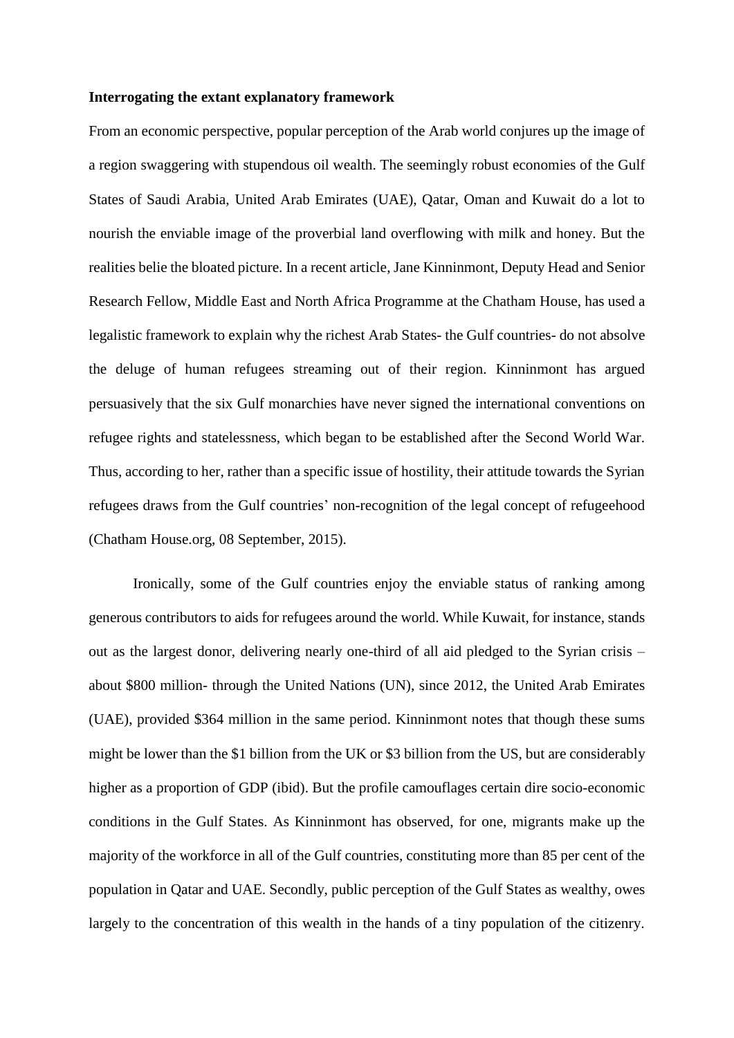**Interrogating the extant explanatory framework**

From an economic perspective, popular perception of the Arab world conjures up the image of a region swaggering with stupendous oil wealth. The seemingly robust economies of the Gulf States of Saudi Arabia, United Arab Emirates (UAE), Qatar, Oman and Kuwait do a lot to nourish the enviable image of the proverbial land overflowing with milk and honey. But the realities belie the bloated picture. In a recent article, Jane Kinninmont, Deputy Head and Senior Research Fellow, Middle East and North Africa Programme at the Chatham House, has used a legalistic framework to explain why the richest Arab States- the Gulf countries- do not absolve the deluge of human refugees streaming out of their region. Kinninmont has argued persuasively that the six Gulf monarchies have never signed the international conventions on refugee rights and statelessness, which began to be established after the Second World War. Thus, according to her, rather than a specific issue of hostility, their attitude towards the Syrian refugees draws from the Gulf countries' non-recognition of the legal concept of refugeehood (Chatham House.org, 08 September, 2015).

Ironically, some of the Gulf countries enjoy the enviable status of ranking among generous contributors to aids for refugees around the world. While Kuwait, for instance, stands out as the largest donor, delivering nearly one-third of all aid pledged to the Syrian crisis – about $800 million- through the United Nations (UN), since 2012, the United Arab Emirates (UAE), provided $364 million in the same period. Kinninmont notes that though these sums might be lower than the $1 billion from the UK or $3 billion from the US, but are considerably higher as a proportion of GDP (ibid). But the profile camouflages certain dire socio-economic conditions in the Gulf States. As Kinninmont has observed, for one, migrants make up the majority of the workforce in all of the Gulf countries, constituting more than 85 per cent of the population in Qatar and UAE. Secondly, public perception of the Gulf States as wealthy, owes largely to the concentration of this wealth in the hands of a tiny population of the citizenry.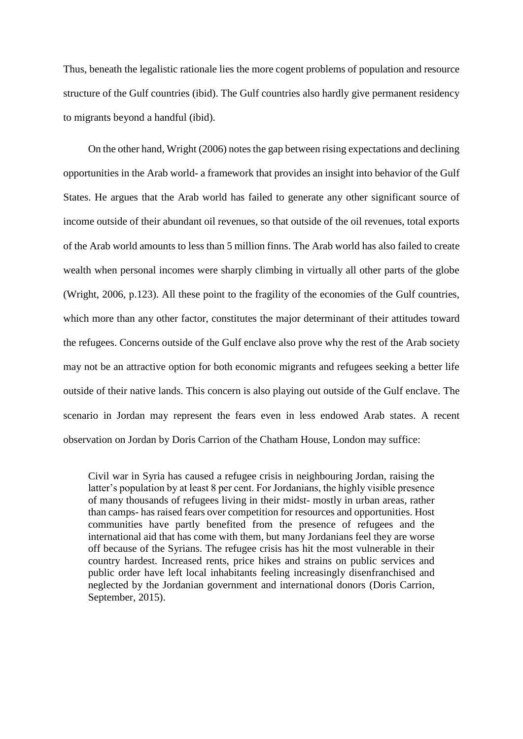Thus, beneath the legalistic rationale lies the more cogent problems of population and resource structure of the Gulf countries (ibid). The Gulf countries also hardly give permanent residency to migrants beyond a handful (ibid).

On the other hand, Wright (2006) notes the gap between rising expectations and declining opportunities in the Arab world- a framework that provides an insight into behavior of the Gulf States. He argues that the Arab world has failed to generate any other significant source of income outside of their abundant oil revenues, so that outside of the oil revenues, total exports of the Arab world amounts to less than 5 million finns. The Arab world has also failed to create wealth when personal incomes were sharply climbing in virtually all other parts of the globe (Wright, 2006, p.123). All these point to the fragility of the economies of the Gulf countries, which more than any other factor, constitutes the major determinant of their attitudes toward the refugees. Concerns outside of the Gulf enclave also prove why the rest of the Arab society may not be an attractive option for both economic migrants and refugees seeking a better life outside of their native lands. This concern is also playing out outside of the Gulf enclave. The scenario in Jordan may represent the fears even in less endowed Arab states. A recent observation on Jordan by Doris Carrion of the Chatham House, London may suffice:

> Civil war in Syria has caused a refugee crisis in neighbouring Jordan, raising the latter's population by at least 8 per cent. For Jordanians, the highly visible presence of many thousands of refugees living in their midst- mostly in urban areas, rather than camps- has raised fears over competition for resources and opportunities. Host communities have partly benefited from the presence of refugees and the international aid that has come with them, but many Jordanians feel they are worse off because of the Syrians. The refugee crisis has hit the most vulnerable in their country hardest. Increased rents, price hikes and strains on public services and public order have left local inhabitants feeling increasingly disenfranchised and neglected by the Jordanian government and international donors (Doris Carrion, September, 2015).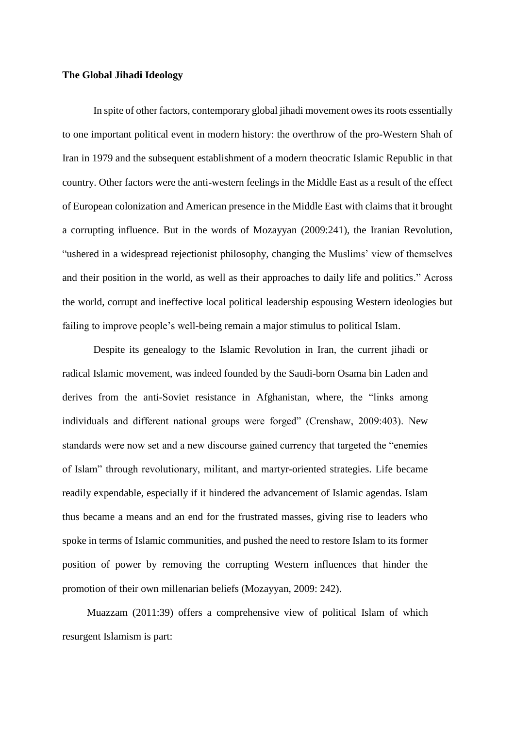**The Global Jihadi Ideology**

In spite of other factors, contemporary global jihadi movement owes its roots essentially to one important political event in modern history: the overthrow of the pro-Western Shah of Iran in 1979 and the subsequent establishment of a modern theocratic Islamic Republic in that country. Other factors were the anti-western feelings in the Middle East as a result of the effect of European colonization and American presence in the Middle East with claims that it brought a corrupting influence. But in the words of Mozayyan (2009:241), the Iranian Revolution, "ushered in a widespread rejectionist philosophy, changing the Muslims' view of themselves and their position in the world, as well as their approaches to daily life and politics." Across the world, corrupt and ineffective local political leadership espousing Western ideologies but failing to improve people's well-being remain a major stimulus to political Islam.

Despite its genealogy to the Islamic Revolution in Iran, the current jihadi or radical Islamic movement, was indeed founded by the Saudi-born Osama bin Laden and derives from the anti-Soviet resistance in Afghanistan, where, the "links among individuals and different national groups were forged" (Crenshaw, 2009:403). New standards were now set and a new discourse gained currency that targeted the "enemies of Islam" through revolutionary, militant, and martyr-oriented strategies. Life became readily expendable, especially if it hindered the advancement of Islamic agendas. Islam thus became a means and an end for the frustrated masses, giving rise to leaders who spoke in terms of Islamic communities, and pushed the need to restore Islam to its former position of power by removing the corrupting Western influences that hinder the promotion of their own millenarian beliefs (Mozayyan, 2009: 242).

Muazzam (2011:39) offers a comprehensive view of political Islam of which resurgent Islamism is part: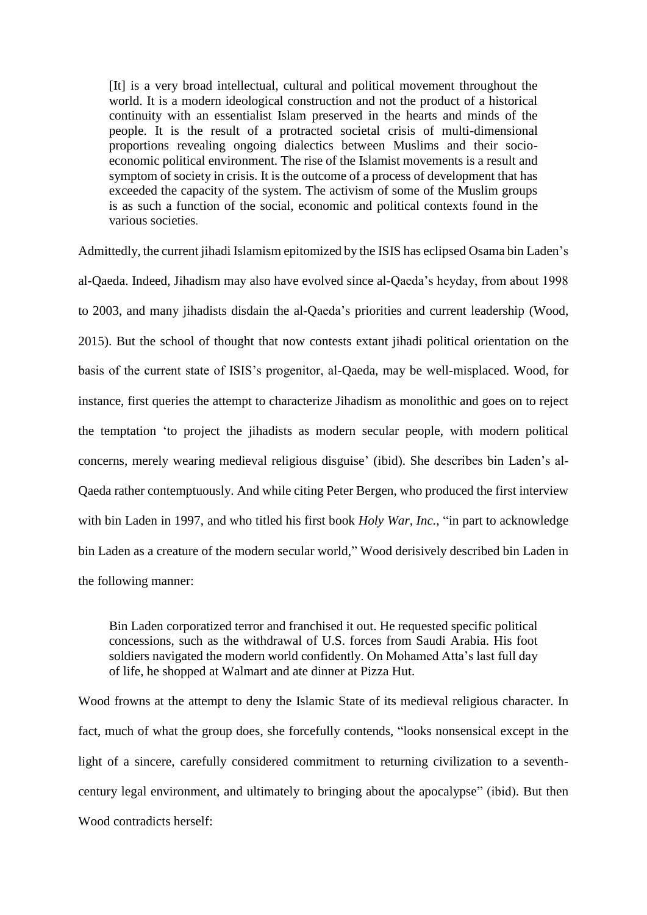> [It] is a very broad intellectual, cultural and political movement throughout the world. It is a modern ideological construction and not the product of a historical continuity with an essentialist Islam preserved in the hearts and minds of the people. It is the result of a protracted societal crisis of multi-dimensional proportions revealing ongoing dialectics between Muslims and their socio-economic political environment. The rise of the Islamist movements is a result and symptom of society in crisis. It is the outcome of a process of development that has exceeded the capacity of the system. The activism of some of the Muslim groups is as such a function of the social, economic and political contexts found in the various societies.

Admittedly, the current jihadi Islamism epitomized by the ISIS has eclipsed Osama bin Laden's al-Qaeda. Indeed, Jihadism may also have evolved since al-Qaeda's heyday, from about 1998 to 2003, and many jihadists disdain the al-Qaeda's priorities and current leadership (Wood, 2015). But the school of thought that now contests extant jihadi political orientation on the basis of the current state of ISIS's progenitor, al-Qaeda, may be well-misplaced. Wood, for instance, first queries the attempt to characterize Jihadism as monolithic and goes on to reject the temptation 'to project the jihadists as modern secular people, with modern political concerns, merely wearing medieval religious disguise' (ibid). She describes bin Laden's al-Qaeda rather contemptuously. And while citing Peter Bergen, who produced the first interview with bin Laden in 1997, and who titled his first book *Holy War, Inc.,* "in part to acknowledge bin Laden as a creature of the modern secular world," Wood derisively described bin Laden in the following manner:

> Bin Laden corporatized terror and franchised it out. He requested specific political concessions, such as the withdrawal of U.S. forces from Saudi Arabia. His foot soldiers navigated the modern world confidently. On Mohamed Atta's last full day of life, he shopped at Walmart and ate dinner at Pizza Hut.

Wood frowns at the attempt to deny the Islamic State of its medieval religious character. In fact, much of what the group does, she forcefully contends, "looks nonsensical except in the light of a sincere, carefully considered commitment to returning civilization to a seventh-century legal environment, and ultimately to bringing about the apocalypse" (ibid). But then Wood contradicts herself: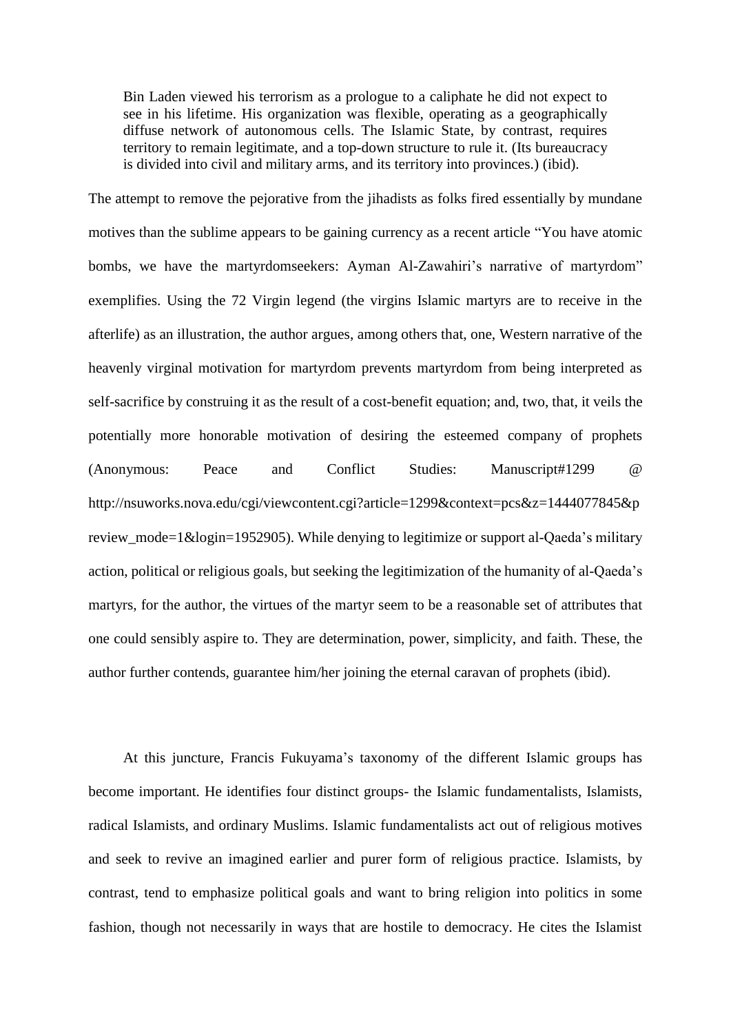> Bin Laden viewed his terrorism as a prologue to a caliphate he did not expect to see in his lifetime. His organization was flexible, operating as a geographically diffuse network of autonomous cells. The Islamic State, by contrast, requires territory to remain legitimate, and a top-down structure to rule it. (Its bureaucracy is divided into civil and military arms, and its territory into provinces.) (ibid).

The attempt to remove the pejorative from the jihadists as folks fired essentially by mundane motives than the sublime appears to be gaining currency as a recent article "You have atomic bombs, we have the martyrdomseekers: Ayman Al-Zawahiri's narrative of martyrdom" exemplifies. Using the 72 Virgin legend (the virgins Islamic martyrs are to receive in the afterlife) as an illustration, the author argues, among others that, one, Western narrative of the heavenly virginal motivation for martyrdom prevents martyrdom from being interpreted as self-sacrifice by construing it as the result of a cost-benefit equation; and, two, that, it veils the potentially more honorable motivation of desiring the esteemed company of prophets (Anonymous: Peace and Conflict Studies: Manuscript#1299 @ http://nsuworks.nova.edu/cgi/viewcontent.cgi?article=1299&context=pcs&z=1444077845&preview_mode=1&login=1952905). While denying to legitimize or support al-Qaeda's military action, political or religious goals, but seeking the legitimization of the humanity of al-Qaeda's martyrs, for the author, the virtues of the martyr seem to be a reasonable set of attributes that one could sensibly aspire to. They are determination, power, simplicity, and faith. These, the author further contends, guarantee him/her joining the eternal caravan of prophets (ibid).

At this juncture, Francis Fukuyama's taxonomy of the different Islamic groups has become important. He identifies four distinct groups- the Islamic fundamentalists, Islamists, radical Islamists, and ordinary Muslims. Islamic fundamentalists act out of religious motives and seek to revive an imagined earlier and purer form of religious practice. Islamists, by contrast, tend to emphasize political goals and want to bring religion into politics in some fashion, though not necessarily in ways that are hostile to democracy. He cites the Islamist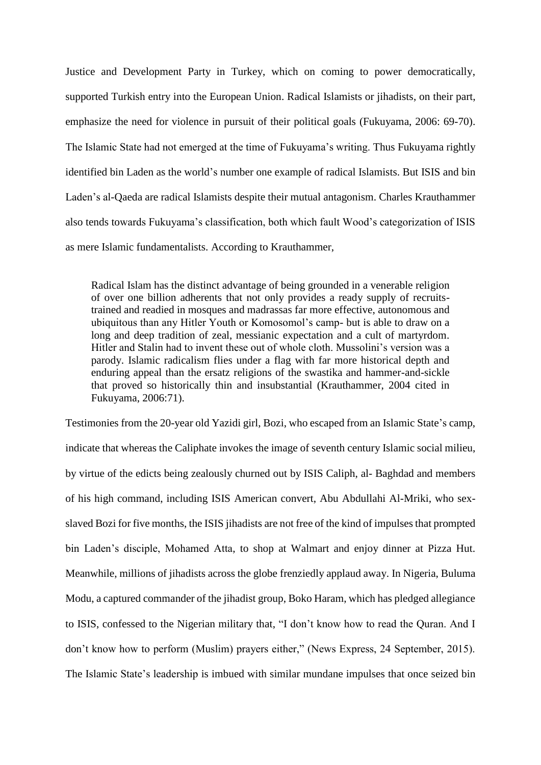Justice and Development Party in Turkey, which on coming to power democratically, supported Turkish entry into the European Union. Radical Islamists or jihadists, on their part, emphasize the need for violence in pursuit of their political goals (Fukuyama, 2006: 69-70). The Islamic State had not emerged at the time of Fukuyama's writing. Thus Fukuyama rightly identified bin Laden as the world's number one example of radical Islamists. But ISIS and bin Laden's al-Qaeda are radical Islamists despite their mutual antagonism. Charles Krauthammer also tends towards Fukuyama's classification, both which fault Wood's categorization of ISIS as mere Islamic fundamentalists. According to Krauthammer,

> Radical Islam has the distinct advantage of being grounded in a venerable religion of over one billion adherents that not only provides a ready supply of recruits-trained and readied in mosques and madrassas far more effective, autonomous and ubiquitous than any Hitler Youth or Komosomol's camp- but is able to draw on a long and deep tradition of zeal, messianic expectation and a cult of martyrdom. Hitler and Stalin had to invent these out of whole cloth. Mussolini's version was a parody. Islamic radicalism flies under a flag with far more historical depth and enduring appeal than the ersatz religions of the swastika and hammer-and-sickle that proved so historically thin and insubstantial (Krauthammer, 2004 cited in Fukuyama, 2006:71).

Testimonies from the 20-year old Yazidi girl, Bozi, who escaped from an Islamic State's camp, indicate that whereas the Caliphate invokes the image of seventh century Islamic social milieu, by virtue of the edicts being zealously churned out by ISIS Caliph, al- Baghdad and members of his high command, including ISIS American convert, Abu Abdullahi Al-Mriki, who sex-slaved Bozi for five months, the ISIS jihadists are not free of the kind of impulses that prompted bin Laden's disciple, Mohamed Atta, to shop at Walmart and enjoy dinner at Pizza Hut. Meanwhile, millions of jihadists across the globe frenziedly applaud away. In Nigeria, Buluma Modu, a captured commander of the jihadist group, Boko Haram, which has pledged allegiance to ISIS, confessed to the Nigerian military that, "I don't know how to read the Quran. And I don't know how to perform (Muslim) prayers either," (News Express, 24 September, 2015). The Islamic State's leadership is imbued with similar mundane impulses that once seized bin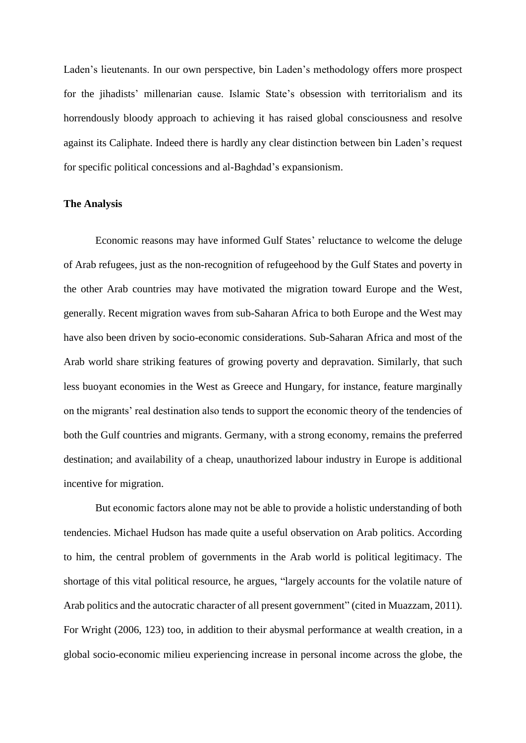Laden's lieutenants. In our own perspective, bin Laden's methodology offers more prospect for the jihadists' millenarian cause. Islamic State's obsession with territorialism and its horrendously bloody approach to achieving it has raised global consciousness and resolve against its Caliphate. Indeed there is hardly any clear distinction between bin Laden's request for specific political concessions and al-Baghdad's expansionism.

**The Analysis**

Economic reasons may have informed Gulf States' reluctance to welcome the deluge of Arab refugees, just as the non-recognition of refugeehood by the Gulf States and poverty in the other Arab countries may have motivated the migration toward Europe and the West, generally. Recent migration waves from sub-Saharan Africa to both Europe and the West may have also been driven by socio-economic considerations. Sub-Saharan Africa and most of the Arab world share striking features of growing poverty and depravation. Similarly, that such less buoyant economies in the West as Greece and Hungary, for instance, feature marginally on the migrants' real destination also tends to support the economic theory of the tendencies of both the Gulf countries and migrants. Germany, with a strong economy, remains the preferred destination; and availability of a cheap, unauthorized labour industry in Europe is additional incentive for migration.

But economic factors alone may not be able to provide a holistic understanding of both tendencies. Michael Hudson has made quite a useful observation on Arab politics. According to him, the central problem of governments in the Arab world is political legitimacy. The shortage of this vital political resource, he argues, "largely accounts for the volatile nature of Arab politics and the autocratic character of all present government" (cited in Muazzam, 2011). For Wright (2006, 123) too, in addition to their abysmal performance at wealth creation, in a global socio-economic milieu experiencing increase in personal income across the globe, the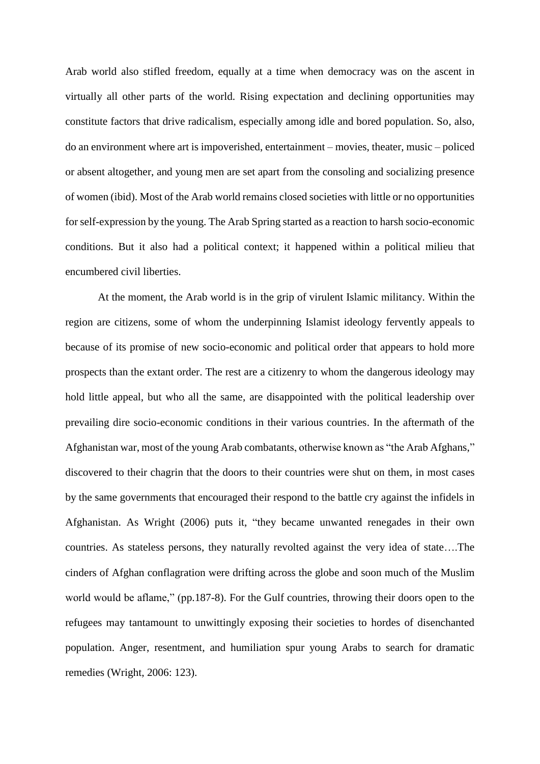Arab world also stifled freedom, equally at a time when democracy was on the ascent in virtually all other parts of the world. Rising expectation and declining opportunities may constitute factors that drive radicalism, especially among idle and bored population. So, also, do an environment where art is impoverished, entertainment – movies, theater, music – policed or absent altogether, and young men are set apart from the consoling and socializing presence of women (ibid). Most of the Arab world remains closed societies with little or no opportunities for self-expression by the young. The Arab Spring started as a reaction to harsh socio-economic conditions. But it also had a political context; it happened within a political milieu that encumbered civil liberties.

At the moment, the Arab world is in the grip of virulent Islamic militancy. Within the region are citizens, some of whom the underpinning Islamist ideology fervently appeals to because of its promise of new socio-economic and political order that appears to hold more prospects than the extant order. The rest are a citizenry to whom the dangerous ideology may hold little appeal, but who all the same, are disappointed with the political leadership over prevailing dire socio-economic conditions in their various countries. In the aftermath of the Afghanistan war, most of the young Arab combatants, otherwise known as "the Arab Afghans," discovered to their chagrin that the doors to their countries were shut on them, in most cases by the same governments that encouraged their respond to the battle cry against the infidels in Afghanistan. As Wright (2006) puts it, "they became unwanted renegades in their own countries. As stateless persons, they naturally revolted against the very idea of state….The cinders of Afghan conflagration were drifting across the globe and soon much of the Muslim world would be aflame," (pp.187-8). For the Gulf countries, throwing their doors open to the refugees may tantamount to unwittingly exposing their societies to hordes of disenchanted population. Anger, resentment, and humiliation spur young Arabs to search for dramatic remedies (Wright, 2006: 123).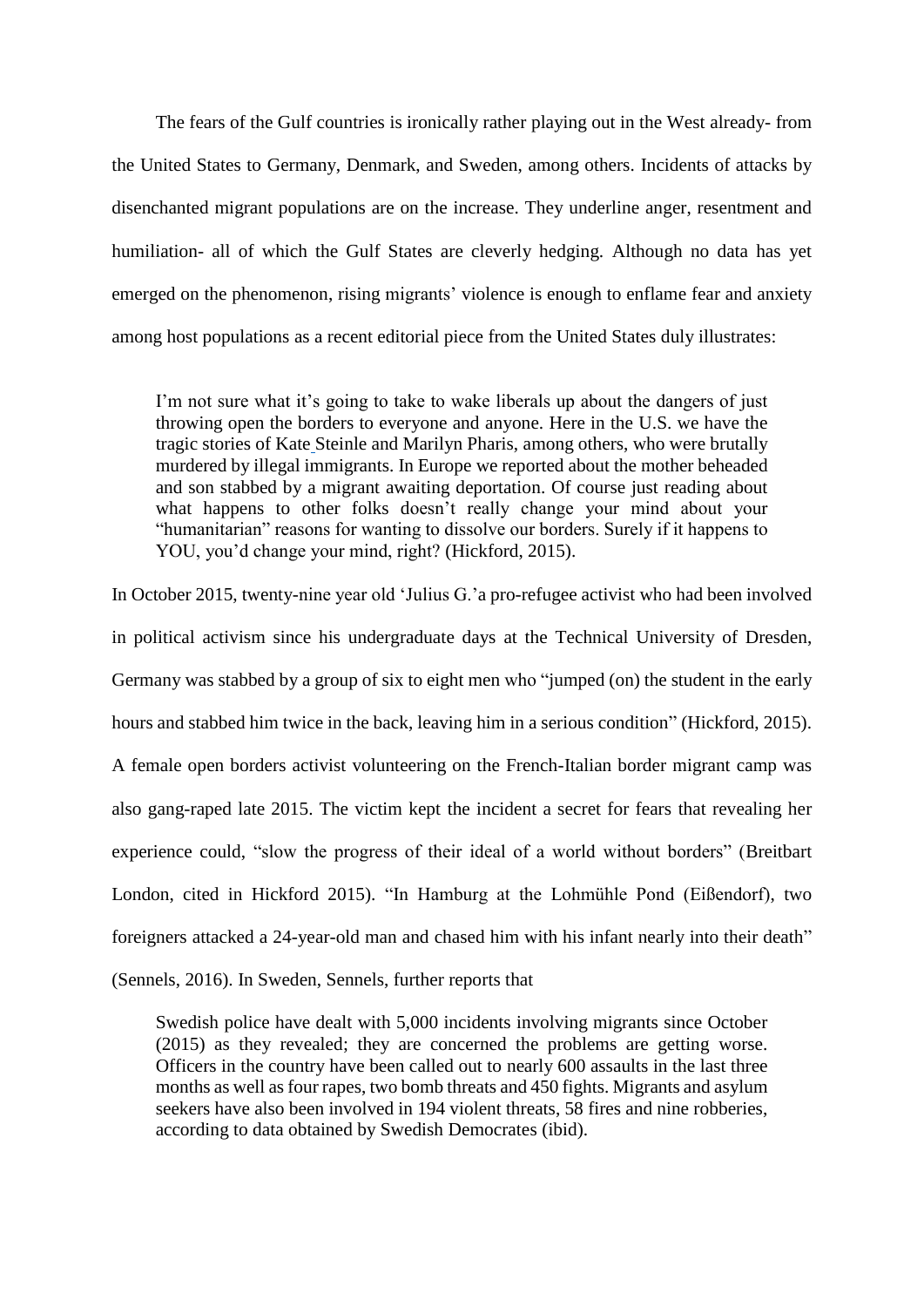The fears of the Gulf countries is ironically rather playing out in the West already- from the United States to Germany, Denmark, and Sweden, among others. Incidents of attacks by disenchanted migrant populations are on the increase. They underline anger, resentment and humiliation- all of which the Gulf States are cleverly hedging. Although no data has yet emerged on the phenomenon, rising migrants' violence is enough to enflame fear and anxiety among host populations as a recent editorial piece from the United States duly illustrates:

> I'm not sure what it's going to take to wake liberals up about the dangers of just throwing open the borders to everyone and anyone. Here in the U.S. we have the tragic stories of Kate Steinle and Marilyn Pharis, among others, who were brutally murdered by illegal immigrants. In Europe we reported about the mother beheaded and son stabbed by a migrant awaiting deportation. Of course just reading about what happens to other folks doesn't really change your mind about your "humanitarian" reasons for wanting to dissolve our borders. Surely if it happens to YOU, you'd change your mind, right? (Hickford, 2015).

In October 2015, twenty-nine year old 'Julius G.'a pro-refugee activist who had been involved in political activism since his undergraduate days at the Technical University of Dresden, Germany was stabbed by a group of six to eight men who "jumped (on) the student in the early hours and stabbed him twice in the back, leaving him in a serious condition" (Hickford, 2015). A female open borders activist volunteering on the French-Italian border migrant camp was also gang-raped late 2015. The victim kept the incident a secret for fears that revealing her experience could, "slow the progress of their ideal of a world without borders" (Breitbart London, cited in Hickford 2015). "In Hamburg at the Lohmühle Pond (Eißendorf), two foreigners attacked a 24-year-old man and chased him with his infant nearly into their death" (Sennels, 2016). In Sweden, Sennels, further reports that

> Swedish police have dealt with 5,000 incidents involving migrants since October (2015) as they revealed; they are concerned the problems are getting worse. Officers in the country have been called out to nearly 600 assaults in the last three months as well as four rapes, two bomb threats and 450 fights. Migrants and asylum seekers have also been involved in 194 violent threats, 58 fires and nine robberies, according to data obtained by Swedish Democrates (ibid).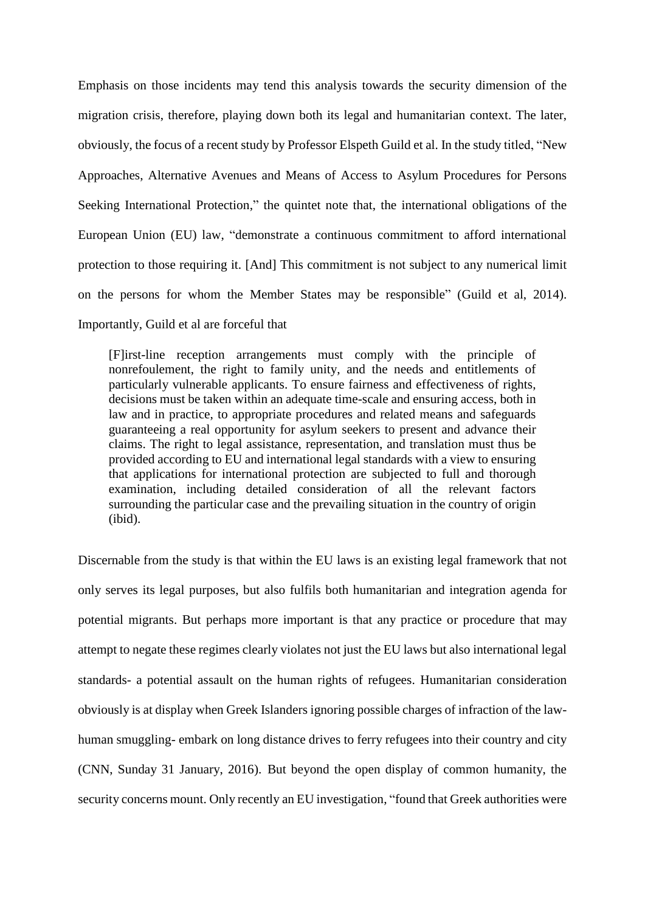Emphasis on those incidents may tend this analysis towards the security dimension of the migration crisis, therefore, playing down both its legal and humanitarian context. The later, obviously, the focus of a recent study by Professor Elspeth Guild et al. In the study titled, "New Approaches, Alternative Avenues and Means of Access to Asylum Procedures for Persons Seeking International Protection," the quintet note that, the international obligations of the European Union (EU) law, "demonstrate a continuous commitment to afford international protection to those requiring it. [And] This commitment is not subject to any numerical limit on the persons for whom the Member States may be responsible" (Guild et al, 2014). Importantly, Guild et al are forceful that

> [F]irst-line reception arrangements must comply with the principle of nonrefoulement, the right to family unity, and the needs and entitlements of particularly vulnerable applicants. To ensure fairness and effectiveness of rights, decisions must be taken within an adequate time-scale and ensuring access, both in law and in practice, to appropriate procedures and related means and safeguards guaranteeing a real opportunity for asylum seekers to present and advance their claims. The right to legal assistance, representation, and translation must thus be provided according to EU and international legal standards with a view to ensuring that applications for international protection are subjected to full and thorough examination, including detailed consideration of all the relevant factors surrounding the particular case and the prevailing situation in the country of origin (ibid).

Discernable from the study is that within the EU laws is an existing legal framework that not only serves its legal purposes, but also fulfils both humanitarian and integration agenda for potential migrants. But perhaps more important is that any practice or procedure that may attempt to negate these regimes clearly violates not just the EU laws but also international legal standards- a potential assault on the human rights of refugees. Humanitarian consideration obviously is at display when Greek Islanders ignoring possible charges of infraction of the law- human smuggling- embark on long distance drives to ferry refugees into their country and city (CNN, Sunday 31 January, 2016). But beyond the open display of common humanity, the security concerns mount. Only recently an EU investigation, "found that Greek authorities were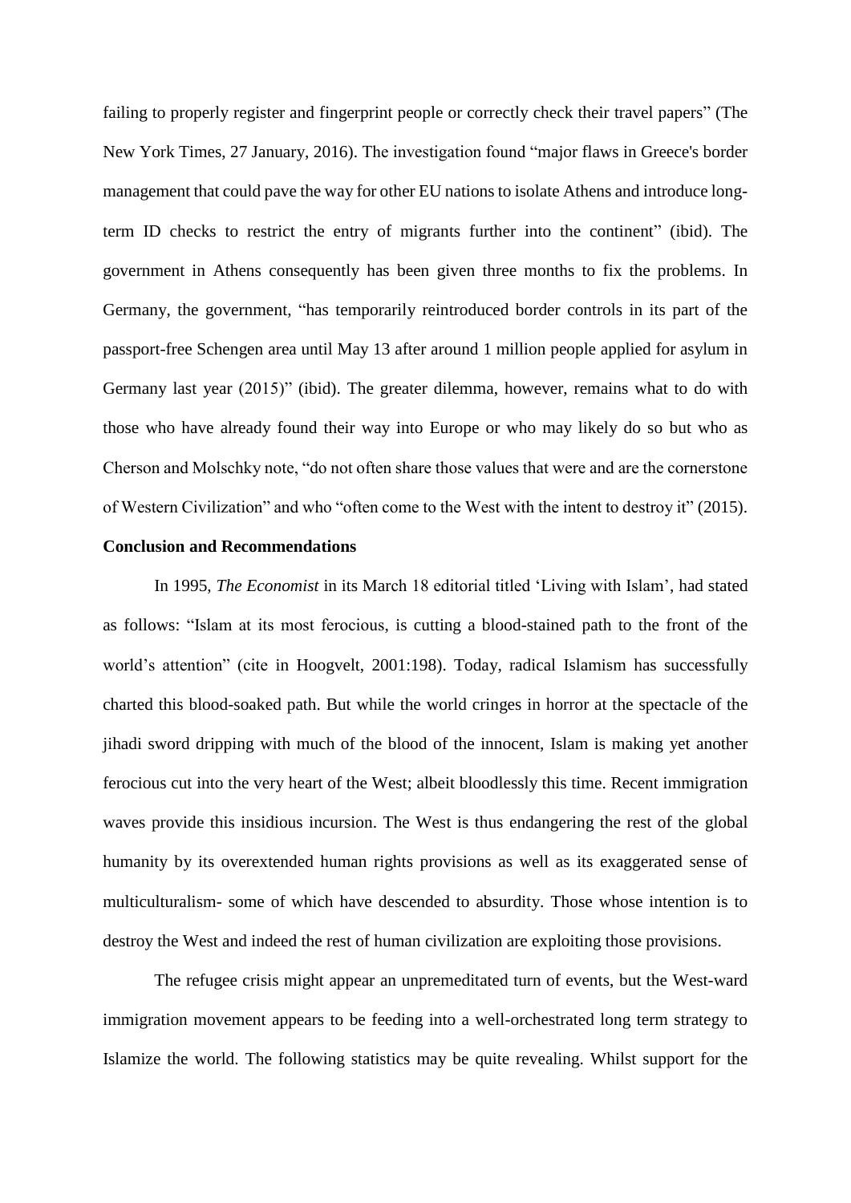failing to properly register and fingerprint people or correctly check their travel papers" (The New York Times, 27 January, 2016). The investigation found "major flaws in Greece's border management that could pave the way for other EU nations to isolate Athens and introduce long-term ID checks to restrict the entry of migrants further into the continent" (ibid). The government in Athens consequently has been given three months to fix the problems. In Germany, the government, "has temporarily reintroduced border controls in its part of the passport-free Schengen area until May 13 after around 1 million people applied for asylum in Germany last year (2015)" (ibid). The greater dilemma, however, remains what to do with those who have already found their way into Europe or who may likely do so but who as Cherson and Molschky note, "do not often share those values that were and are the cornerstone of Western Civilization" and who "often come to the West with the intent to destroy it" (2015).

**Conclusion and Recommendations**

In 1995, *The Economist* in its March 18 editorial titled 'Living with Islam', had stated as follows: "Islam at its most ferocious, is cutting a blood-stained path to the front of the world's attention" (cite in Hoogvelt, 2001:198). Today, radical Islamism has successfully charted this blood-soaked path. But while the world cringes in horror at the spectacle of the jihadi sword dripping with much of the blood of the innocent, Islam is making yet another ferocious cut into the very heart of the West; albeit bloodlessly this time. Recent immigration waves provide this insidious incursion. The West is thus endangering the rest of the global humanity by its overextended human rights provisions as well as its exaggerated sense of multiculturalism- some of which have descended to absurdity. Those whose intention is to destroy the West and indeed the rest of human civilization are exploiting those provisions.

The refugee crisis might appear an unpremeditated turn of events, but the West-ward immigration movement appears to be feeding into a well-orchestrated long term strategy to Islamize the world. The following statistics may be quite revealing. Whilst support for the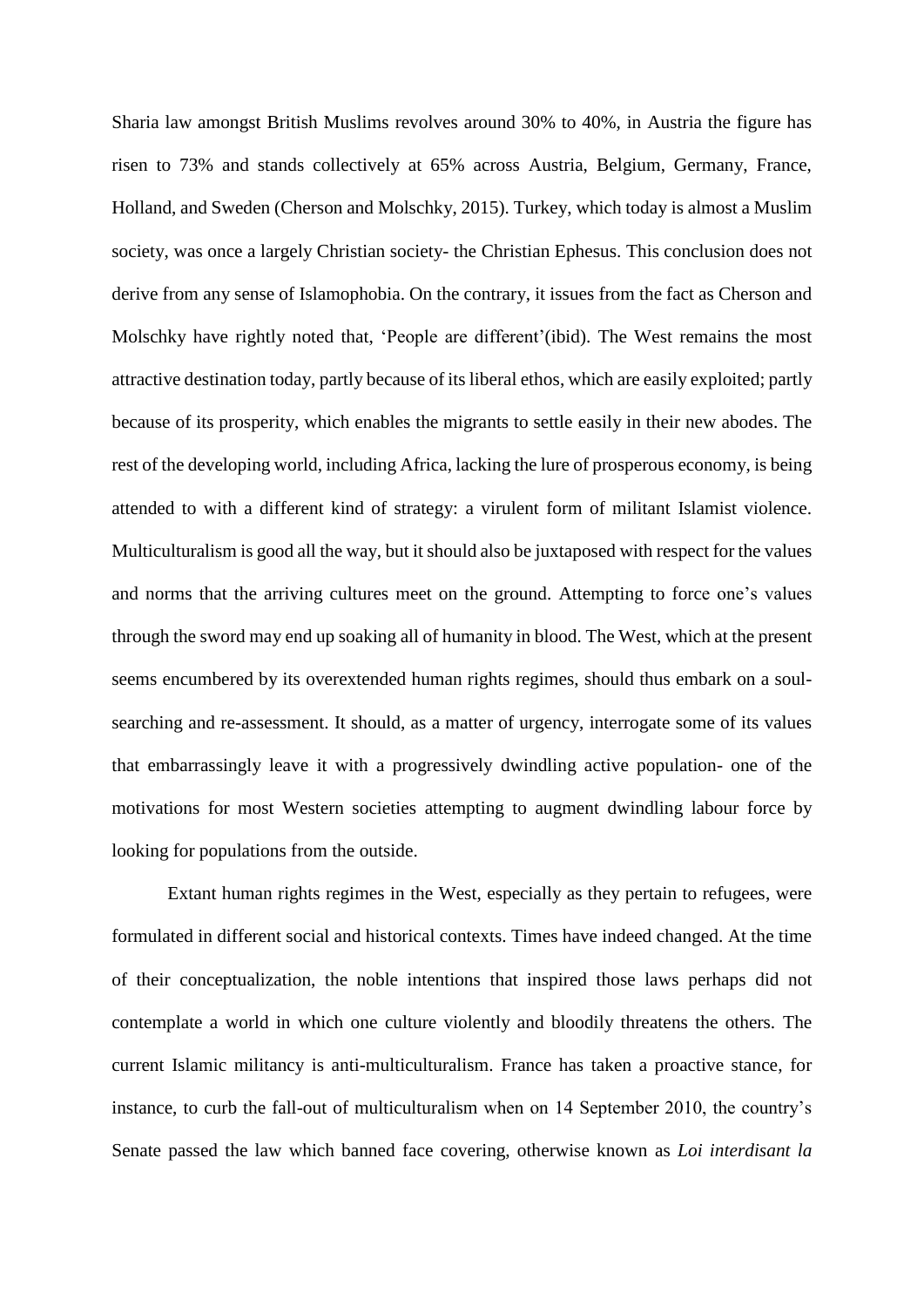Sharia law amongst British Muslims revolves around 30% to 40%, in Austria the figure has risen to 73% and stands collectively at 65% across Austria, Belgium, Germany, France, Holland, and Sweden (Cherson and Molschky, 2015). Turkey, which today is almost a Muslim society, was once a largely Christian society- the Christian Ephesus. This conclusion does not derive from any sense of Islamophobia. On the contrary, it issues from the fact as Cherson and Molschky have rightly noted that, 'People are different'(ibid). The West remains the most attractive destination today, partly because of its liberal ethos, which are easily exploited; partly because of its prosperity, which enables the migrants to settle easily in their new abodes. The rest of the developing world, including Africa, lacking the lure of prosperous economy, is being attended to with a different kind of strategy: a virulent form of militant Islamist violence. Multiculturalism is good all the way, but it should also be juxtaposed with respect for the values and norms that the arriving cultures meet on the ground. Attempting to force one's values through the sword may end up soaking all of humanity in blood. The West, which at the present seems encumbered by its overextended human rights regimes, should thus embark on a soul-searching and re-assessment. It should, as a matter of urgency, interrogate some of its values that embarrassingly leave it with a progressively dwindling active population- one of the motivations for most Western societies attempting to augment dwindling labour force by looking for populations from the outside.

Extant human rights regimes in the West, especially as they pertain to refugees, were formulated in different social and historical contexts. Times have indeed changed. At the time of their conceptualization, the noble intentions that inspired those laws perhaps did not contemplate a world in which one culture violently and bloodily threatens the others. The current Islamic militancy is anti-multiculturalism. France has taken a proactive stance, for instance, to curb the fall-out of multiculturalism when on 14 September 2010, the country's Senate passed the law which banned face covering, otherwise known as *Loi interdisant la*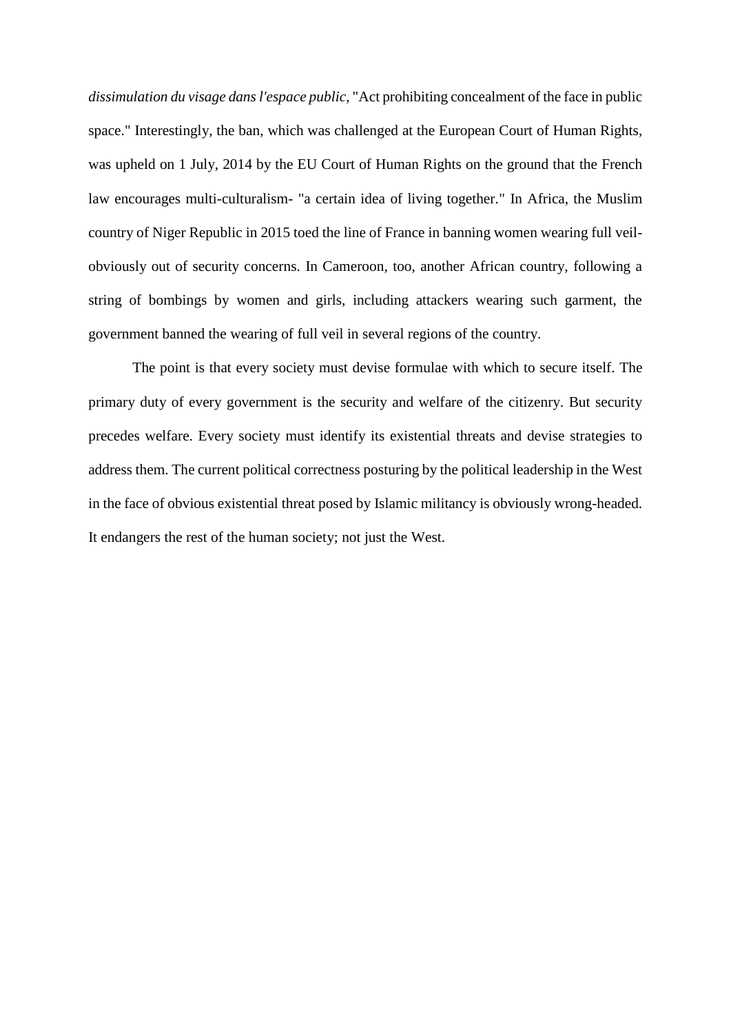*dissimulation du visage dans l'espace public*, "Act prohibiting concealment of the face in public space." Interestingly, the ban, which was challenged at the European Court of Human Rights, was upheld on 1 July, 2014 by the EU Court of Human Rights on the ground that the French law encourages multi-culturalism- "a certain idea of living together." In Africa, the Muslim country of Niger Republic in 2015 toed the line of France in banning women wearing full veil- obviously out of security concerns. In Cameroon, too, another African country, following a string of bombings by women and girls, including attackers wearing such garment, the government banned the wearing of full veil in several regions of the country.

The point is that every society must devise formulae with which to secure itself. The primary duty of every government is the security and welfare of the citizenry. But security precedes welfare. Every society must identify its existential threats and devise strategies to address them. The current political correctness posturing by the political leadership in the West in the face of obvious existential threat posed by Islamic militancy is obviously wrong-headed. It endangers the rest of the human society; not just the West.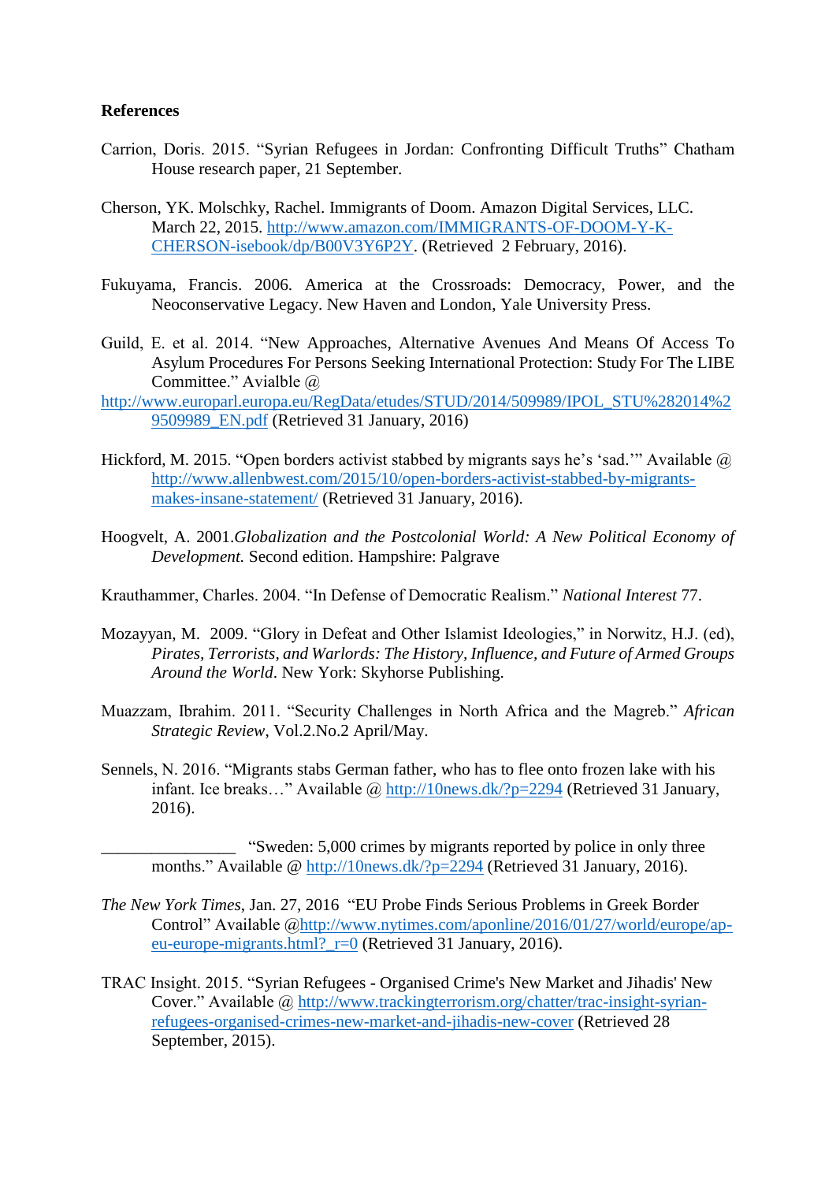**References**

Carrion, Doris. 2015. "Syrian Refugees in Jordan: Confronting Difficult Truths" Chatham House research paper, 21 September.

Cherson, YK. Molschky, Rachel. Immigrants of Doom. Amazon Digital Services, LLC. March 22, 2015. http://www.amazon.com/IMMIGRANTS-OF-DOOM-Y-K-CHERSON-isebook/dp/B00V3Y6P2Y. (Retrieved 2 February, 2016).

Fukuyama, Francis. 2006. America at the Crossroads: Democracy, Power, and the Neoconservative Legacy. New Haven and London, Yale University Press.

Guild, E. et al. 2014. "New Approaches, Alternative Avenues And Means Of Access To Asylum Procedures For Persons Seeking International Protection: Study For The LIBE Committee." Avialble @ http://www.europarl.europa.eu/RegData/etudes/STUD/2014/509989/IPOL_STU%282014%29509989_EN.pdf (Retrieved 31 January, 2016)

Hickford, M. 2015. "Open borders activist stabbed by migrants says he's 'sad.'" Available @ http://www.allenbwest.com/2015/10/open-borders-activist-stabbed-by-migrants-makes-insane-statement/ (Retrieved 31 January, 2016).

Hoogvelt, A. 2001.*Globalization and the Postcolonial World: A New Political Economy of Development.* Second edition. Hampshire: Palgrave

Krauthammer, Charles. 2004. "In Defense of Democratic Realism." *National Interest* 77.

Mozayyan, M. 2009. "Glory in Defeat and Other Islamist Ideologies," in Norwitz, H.J. (ed), *Pirates, Terrorists, and Warlords: The History, Influence, and Future of Armed Groups Around the World*. New York: Skyhorse Publishing.

Muazzam, Ibrahim. 2011. "Security Challenges in North Africa and the Magreb." *African Strategic Review*, Vol.2.No.2 April/May.

Sennels, N. 2016. "Migrants stabs German father, who has to flee onto frozen lake with his infant. Ice breaks…" Available @ http://10news.dk/?p=2294 (Retrieved 31 January, 2016).

________________ "Sweden: 5,000 crimes by migrants reported by police in only three months." Available @ http://10news.dk/?p=2294 (Retrieved 31 January, 2016).

*The New York Times*, Jan. 27, 2016 "EU Probe Finds Serious Problems in Greek Border Control" Available @http://www.nytimes.com/aponline/2016/01/27/world/europe/ap-eu-europe-migrants.html?_r=0 (Retrieved 31 January, 2016).

TRAC Insight. 2015. "Syrian Refugees - Organised Crime's New Market and Jihadis' New Cover." Available @ http://www.trackingterrorism.org/chatter/trac-insight-syrian-refugees-organised-crimes-new-market-and-jihadis-new-cover (Retrieved 28 September, 2015).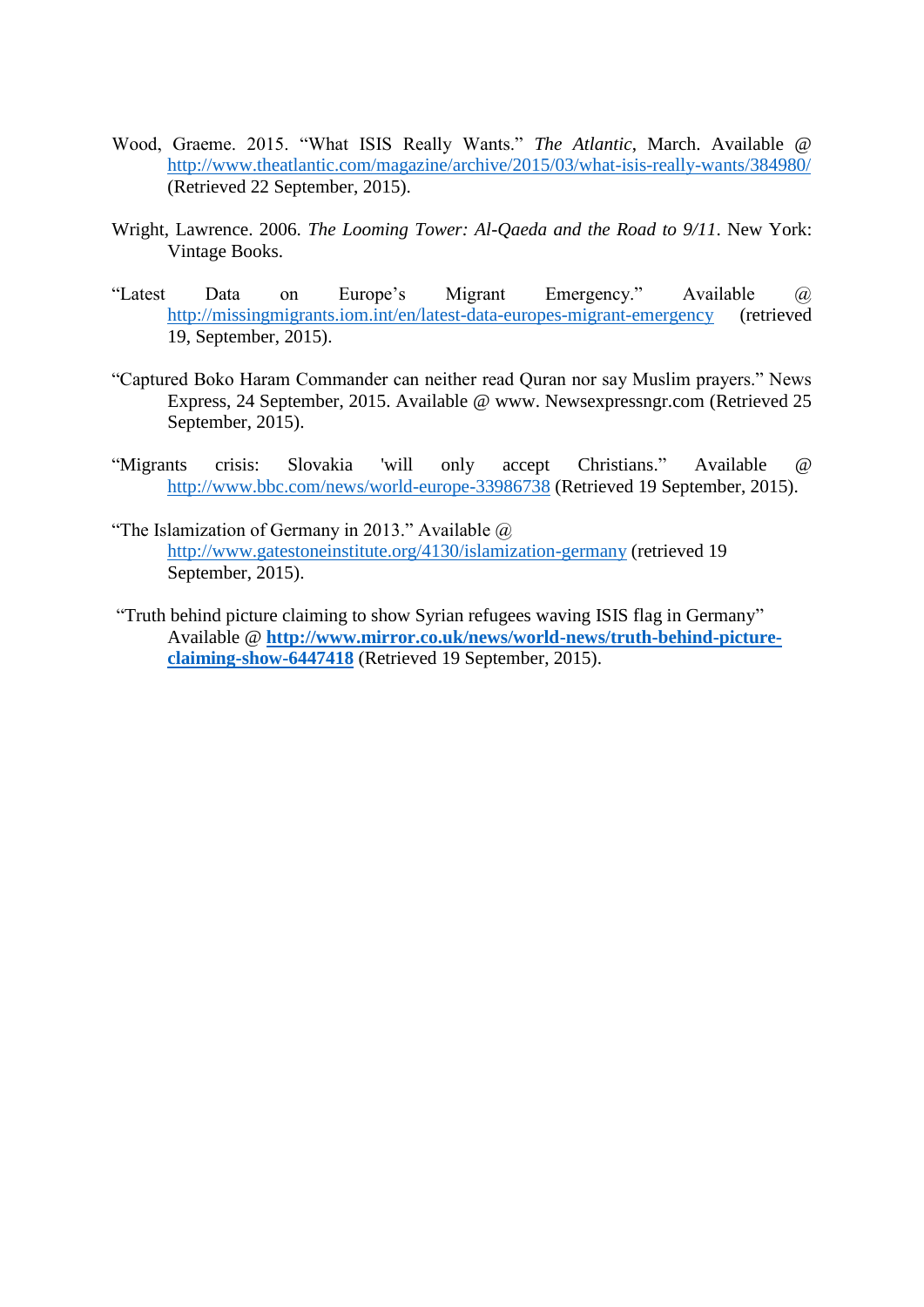Wood, Graeme. 2015. "What ISIS Really Wants." *The Atlantic*, March. Available @ http://www.theatlantic.com/magazine/archive/2015/03/what-isis-really-wants/384980/ (Retrieved 22 September, 2015).

Wright, Lawrence. 2006. *The Looming Tower: Al-Qaeda and the Road to 9/11*. New York: Vintage Books.

"Latest Data on Europe's Migrant Emergency." Available @ http://missingmigrants.iom.int/en/latest-data-europes-migrant-emergency (retrieved 19, September, 2015).

"Captured Boko Haram Commander can neither read Quran nor say Muslim prayers." News Express, 24 September, 2015. Available @ www. Newsexpressngr.com (Retrieved 25 September, 2015).

"Migrants crisis: Slovakia 'will only accept Christians." Available @ http://www.bbc.com/news/world-europe-33986738 (Retrieved 19 September, 2015).

"The Islamization of Germany in 2013." Available @ http://www.gatestoneinstitute.org/4130/islamization-germany (retrieved 19 September, 2015).

"Truth behind picture claiming to show Syrian refugees waving ISIS flag in Germany" Available @ **http://www.mirror.co.uk/news/world-news/truth-behind-picture-claiming-show-6447418** (Retrieved 19 September, 2015).